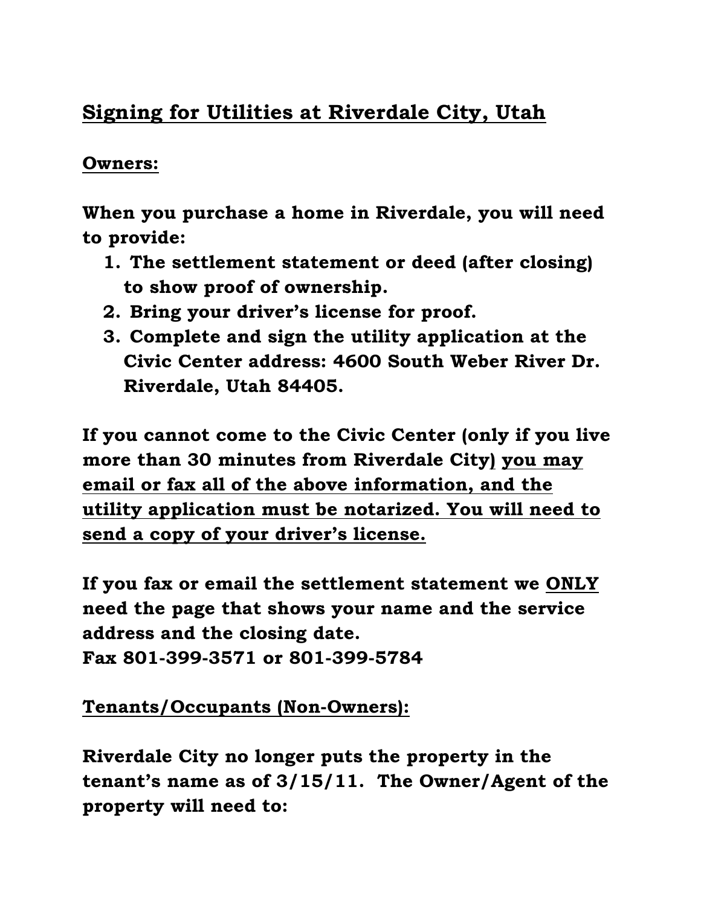# Signing for Utilities at Riverdale City, Utah

## Owners:

**When you purchase a home in Riverdale, you will need to provide:**

1. **The settlement statement or deed (after closing) to show proof of ownership.**
2. **Bring your driver's license for proof.**
3. **Complete and sign the utility application at the Civic Center address: 4600 South Weber River Dr. Riverdale, Utah 84405.**

**If you cannot come to the Civic Center (only if you live more than 30 minutes from Riverdale City) <u>you may email or fax all of the above information, and the utility application must be notarized. You will need to send a copy of your driver's license.</u>**

**If you fax or email the settlement statement we <u>ONLY</u> need the page that shows your name and the service address and the closing date.**
**Fax 801-399-3571 or 801-399-5784**

## Tenants/Occupants (Non-Owners):

**Riverdale City no longer puts the property in the tenant's name as of 3/15/11. The Owner/Agent of the property will need to:**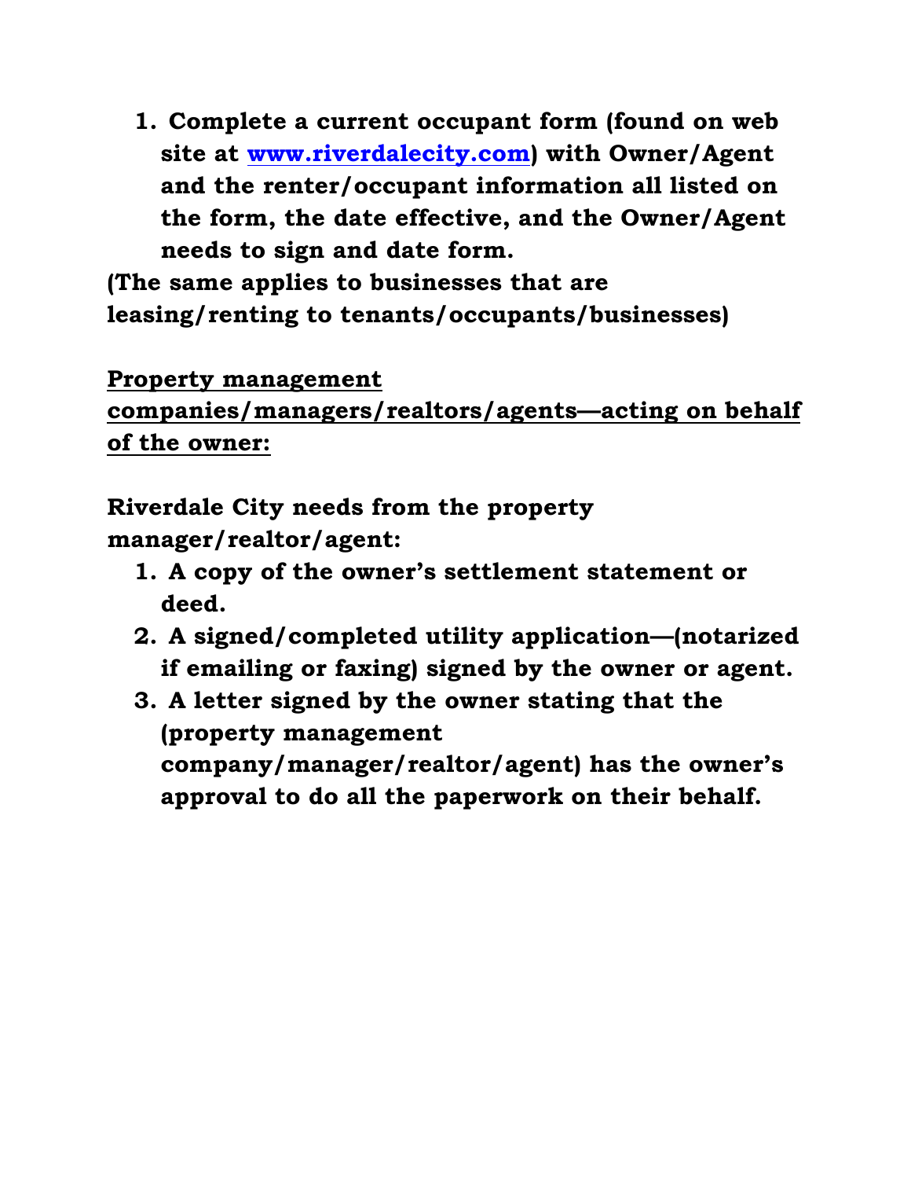1. **Complete a current occupant form (found on web site at [www.riverdalecity.com](http://www.riverdalecity.com)) with Owner/Agent and the renter/occupant information all listed on the form, the date effective, and the Owner/Agent needs to sign and date form.**

**(The same applies to businesses that are leasing/renting to tenants/occupants/businesses)**

**<u>Property management companies/managers/realtors/agents—acting on behalf of the owner:</u>**

**Riverdale City needs from the property manager/realtor/agent:**

1. **A copy of the owner's settlement statement or deed.**
2. **A signed/completed utility application—(notarized if emailing or faxing) signed by the owner or agent.**
3. **A letter signed by the owner stating that the (property management company/manager/realtor/agent) has the owner's approval to do all the paperwork on their behalf.**